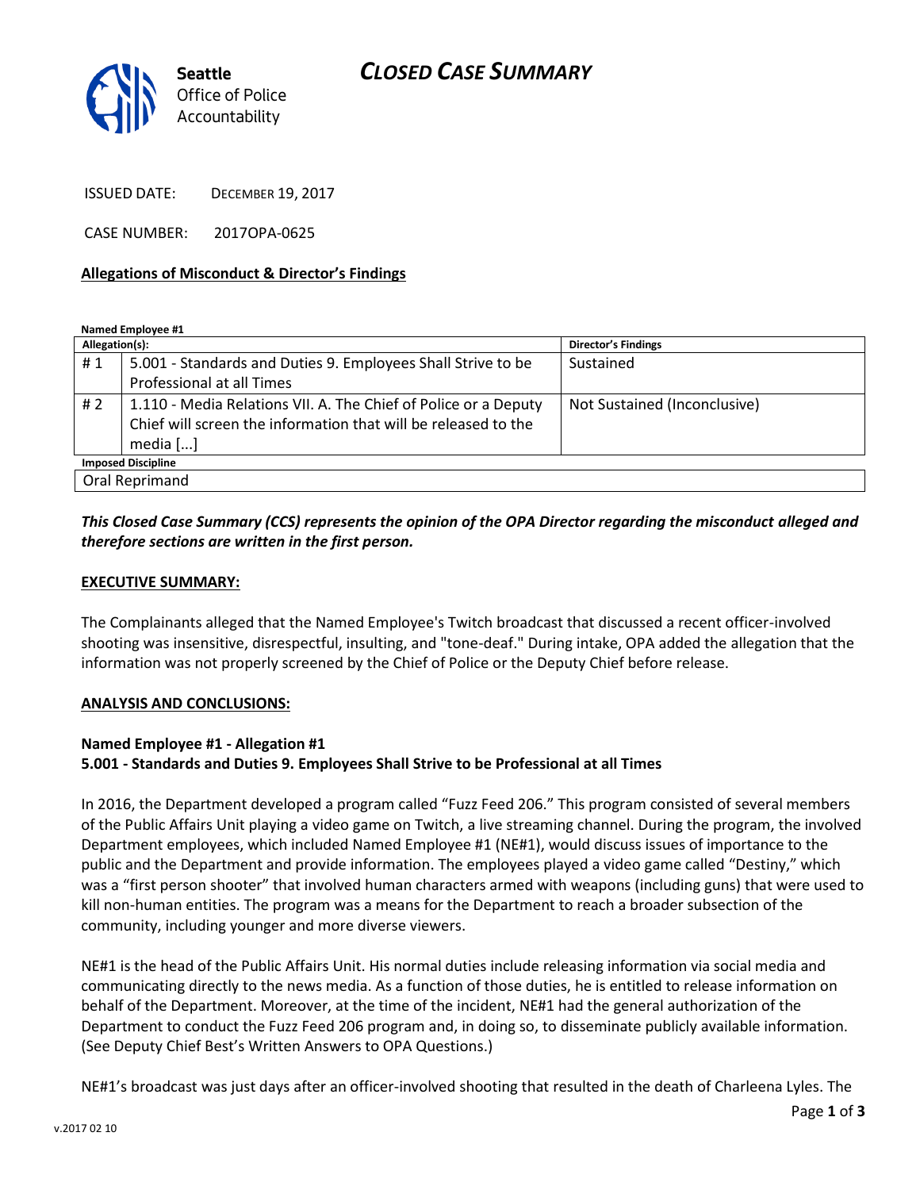**Seattle** Office of Police Accountability

# *CLOSED CASE SUMMARY*

ISSUED DATE: DECEMBER 19, 2017

CASE NUMBER: 2017OPA-0625

**Allegations of Misconduct & Director's Findings**

**Named Employee #1**

| **Allegation(s):** | | **Director's Findings** |
|---|---|---|
| # 1 | 5.001 - Standards and Duties 9. Employees Shall Strive to be Professional at all Times | Sustained |
| # 2 | 1.110 - Media Relations VII. A. The Chief of Police or a Deputy Chief will screen the information that will be released to the media [...] | Not Sustained (Inconclusive) |
| **Imposed Discipline** | | |
| Oral Reprimand | | |

***This Closed Case Summary (CCS) represents the opinion of the OPA Director regarding the misconduct alleged and therefore sections are written in the first person.***

**EXECUTIVE SUMMARY:**

The Complainants alleged that the Named Employee's Twitch broadcast that discussed a recent officer-involved shooting was insensitive, disrespectful, insulting, and "tone-deaf." During intake, OPA added the allegation that the information was not properly screened by the Chief of Police or the Deputy Chief before release.

**ANALYSIS AND CONCLUSIONS:**

**Named Employee #1 - Allegation #1**
**5.001 - Standards and Duties 9. Employees Shall Strive to be Professional at all Times**

In 2016, the Department developed a program called "Fuzz Feed 206." This program consisted of several members of the Public Affairs Unit playing a video game on Twitch, a live streaming channel. During the program, the involved Department employees, which included Named Employee #1 (NE#1), would discuss issues of importance to the public and the Department and provide information. The employees played a video game called "Destiny," which was a "first person shooter" that involved human characters armed with weapons (including guns) that were used to kill non-human entities. The program was a means for the Department to reach a broader subsection of the community, including younger and more diverse viewers.

NE#1 is the head of the Public Affairs Unit. His normal duties include releasing information via social media and communicating directly to the news media. As a function of those duties, he is entitled to release information on behalf of the Department. Moreover, at the time of the incident, NE#1 had the general authorization of the Department to conduct the Fuzz Feed 206 program and, in doing so, to disseminate publicly available information. (See Deputy Chief Best's Written Answers to OPA Questions.)

NE#1's broadcast was just days after an officer-involved shooting that resulted in the death of Charleena Lyles. The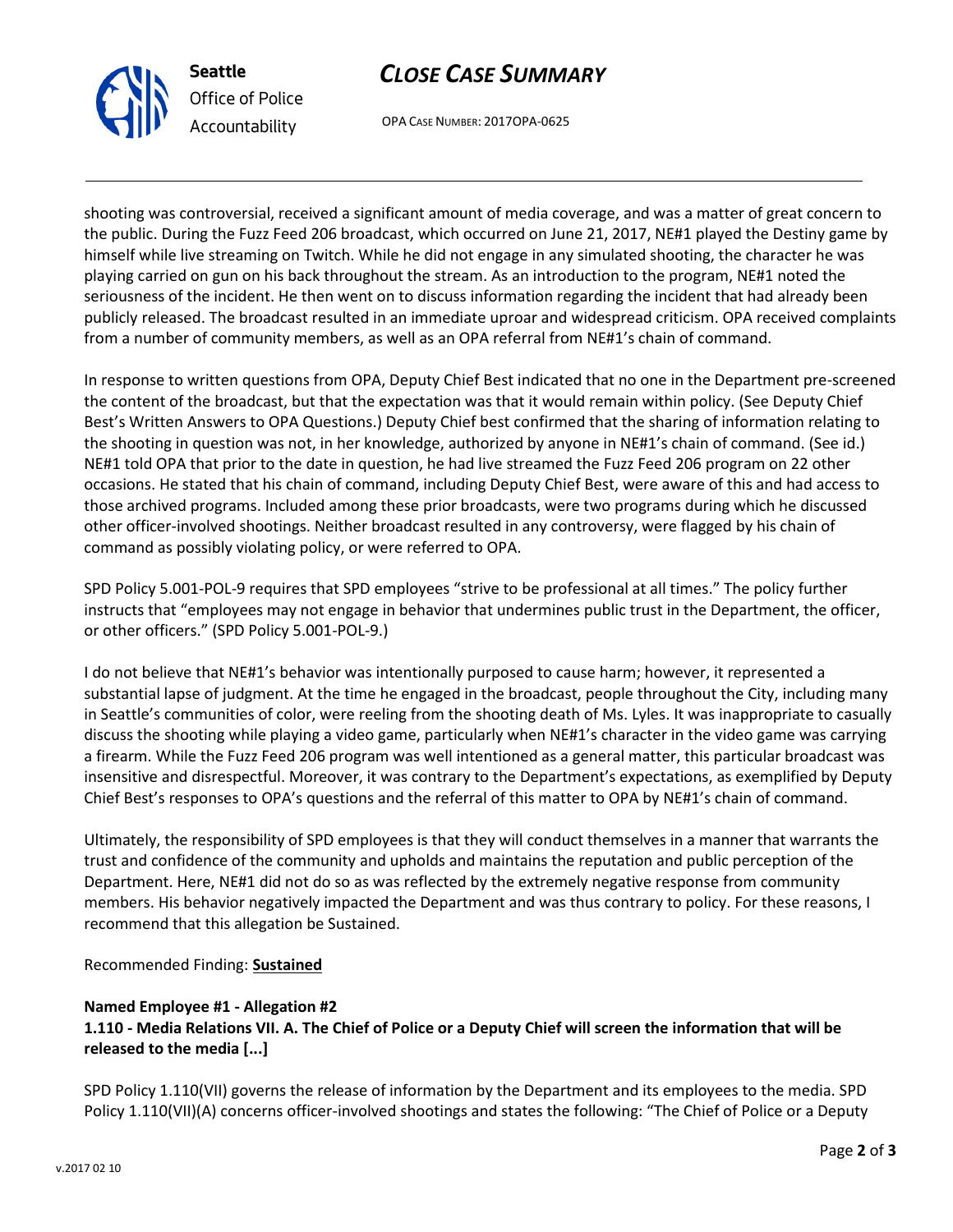shooting was controversial, received a significant amount of media coverage, and was a matter of great concern to the public. During the Fuzz Feed 206 broadcast, which occurred on June 21, 2017, NE#1 played the Destiny game by himself while live streaming on Twitch. While he did not engage in any simulated shooting, the character he was playing carried on gun on his back throughout the stream. As an introduction to the program, NE#1 noted the seriousness of the incident. He then went on to discuss information regarding the incident that had already been publicly released. The broadcast resulted in an immediate uproar and widespread criticism. OPA received complaints from a number of community members, as well as an OPA referral from NE#1's chain of command.

In response to written questions from OPA, Deputy Chief Best indicated that no one in the Department pre-screened the content of the broadcast, but that the expectation was that it would remain within policy. (See Deputy Chief Best's Written Answers to OPA Questions.) Deputy Chief best confirmed that the sharing of information relating to the shooting in question was not, in her knowledge, authorized by anyone in NE#1's chain of command. (See id.) NE#1 told OPA that prior to the date in question, he had live streamed the Fuzz Feed 206 program on 22 other occasions. He stated that his chain of command, including Deputy Chief Best, were aware of this and had access to those archived programs. Included among these prior broadcasts, were two programs during which he discussed other officer-involved shootings. Neither broadcast resulted in any controversy, were flagged by his chain of command as possibly violating policy, or were referred to OPA.

SPD Policy 5.001-POL-9 requires that SPD employees "strive to be professional at all times." The policy further instructs that "employees may not engage in behavior that undermines public trust in the Department, the officer, or other officers." (SPD Policy 5.001-POL-9.)

I do not believe that NE#1's behavior was intentionally purposed to cause harm; however, it represented a substantial lapse of judgment. At the time he engaged in the broadcast, people throughout the City, including many in Seattle's communities of color, were reeling from the shooting death of Ms. Lyles. It was inappropriate to casually discuss the shooting while playing a video game, particularly when NE#1's character in the video game was carrying a firearm. While the Fuzz Feed 206 program was well intentioned as a general matter, this particular broadcast was insensitive and disrespectful. Moreover, it was contrary to the Department's expectations, as exemplified by Deputy Chief Best's responses to OPA's questions and the referral of this matter to OPA by NE#1's chain of command.

Ultimately, the responsibility of SPD employees is that they will conduct themselves in a manner that warrants the trust and confidence of the community and upholds and maintains the reputation and public perception of the Department. Here, NE#1 did not do so as was reflected by the extremely negative response from community members. His behavior negatively impacted the Department and was thus contrary to policy. For these reasons, I recommend that this allegation be Sustained.

Recommended Finding: **Sustained**

**Named Employee #1 - Allegation #2**
**1.110 - Media Relations VII. A. The Chief of Police or a Deputy Chief will screen the information that will be released to the media [...]**

SPD Policy 1.110(VII) governs the release of information by the Department and its employees to the media. SPD Policy 1.110(VII)(A) concerns officer-involved shootings and states the following: "The Chief of Police or a Deputy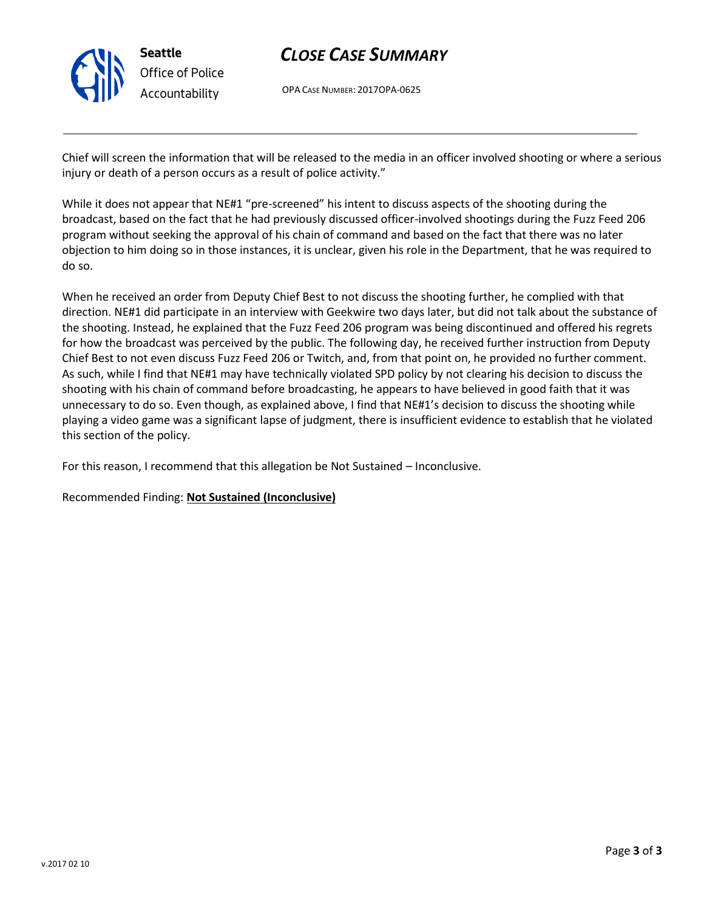Chief will screen the information that will be released to the media in an officer involved shooting or where a serious injury or death of a person occurs as a result of police activity."

While it does not appear that NE#1 "pre-screened" his intent to discuss aspects of the shooting during the broadcast, based on the fact that he had previously discussed officer-involved shootings during the Fuzz Feed 206 program without seeking the approval of his chain of command and based on the fact that there was no later objection to him doing so in those instances, it is unclear, given his role in the Department, that he was required to do so.

When he received an order from Deputy Chief Best to not discuss the shooting further, he complied with that direction. NE#1 did participate in an interview with Geekwire two days later, but did not talk about the substance of the shooting. Instead, he explained that the Fuzz Feed 206 program was being discontinued and offered his regrets for how the broadcast was perceived by the public. The following day, he received further instruction from Deputy Chief Best to not even discuss Fuzz Feed 206 or Twitch, and, from that point on, he provided no further comment. As such, while I find that NE#1 may have technically violated SPD policy by not clearing his decision to discuss the shooting with his chain of command before broadcasting, he appears to have believed in good faith that it was unnecessary to do so. Even though, as explained above, I find that NE#1's decision to discuss the shooting while playing a video game was a significant lapse of judgment, there is insufficient evidence to establish that he violated this section of the policy.

For this reason, I recommend that this allegation be Not Sustained – Inconclusive.

Recommended Finding: **Not Sustained (Inconclusive)**